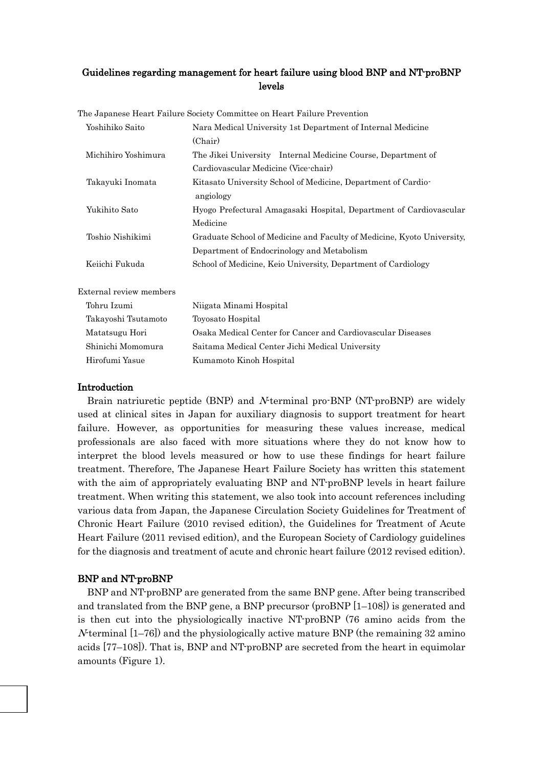# Guidelines regarding management for heart failure using blood BNP and NT-proBNP levels

The Japanese Heart Failure Society Committee on Heart Failure Prevention

| | |
|---|---|
| Yoshihiko Saito | Nara Medical University 1st Department of Internal Medicine (Chair) |
| Michihiro Yoshimura | The Jikei University Internal Medicine Course, Department of Cardiovascular Medicine (Vice-chair) |
| Takayuki Inomata | Kitasato University School of Medicine, Department of Cardio-angiology |
| Yukihito Sato | Hyogo Prefectural Amagasaki Hospital, Department of Cardiovascular Medicine |
| Toshio Nishikimi | Graduate School of Medicine and Faculty of Medicine, Kyoto University, Department of Endocrinology and Metabolism |
| Keiichi Fukuda | School of Medicine, Keio University, Department of Cardiology |

External review members

| | |
|---|---|
| Tohru Izumi | Niigata Minami Hospital |
| Takayoshi Tsutamoto | Toyosato Hospital |
| Matatsugu Hori | Osaka Medical Center for Cancer and Cardiovascular Diseases |
| Shinichi Momomura | Saitama Medical Center Jichi Medical University |
| Hirofumi Yasue | Kumamoto Kinoh Hospital |

## Introduction

Brain natriuretic peptide (BNP) and *N*-terminal pro-BNP (NT-proBNP) are widely used at clinical sites in Japan for auxiliary diagnosis to support treatment for heart failure. However, as opportunities for measuring these values increase, medical professionals are also faced with more situations where they do not know how to interpret the blood levels measured or how to use these findings for heart failure treatment. Therefore, The Japanese Heart Failure Society has written this statement with the aim of appropriately evaluating BNP and NT-proBNP levels in heart failure treatment. When writing this statement, we also took into account references including various data from Japan, the Japanese Circulation Society Guidelines for Treatment of Chronic Heart Failure (2010 revised edition), the Guidelines for Treatment of Acute Heart Failure (2011 revised edition), and the European Society of Cardiology guidelines for the diagnosis and treatment of acute and chronic heart failure (2012 revised edition).

## BNP and NT-proBNP

BNP and NT-proBNP are generated from the same BNP gene. After being transcribed and translated from the BNP gene, a BNP precursor (proBNP [1–108]) is generated and is then cut into the physiologically inactive NT-proBNP (76 amino acids from the *N*-terminal [1–76]) and the physiologically active mature BNP (the remaining 32 amino acids [77–108]). That is, BNP and NT-proBNP are secreted from the heart in equimolar amounts (Figure 1).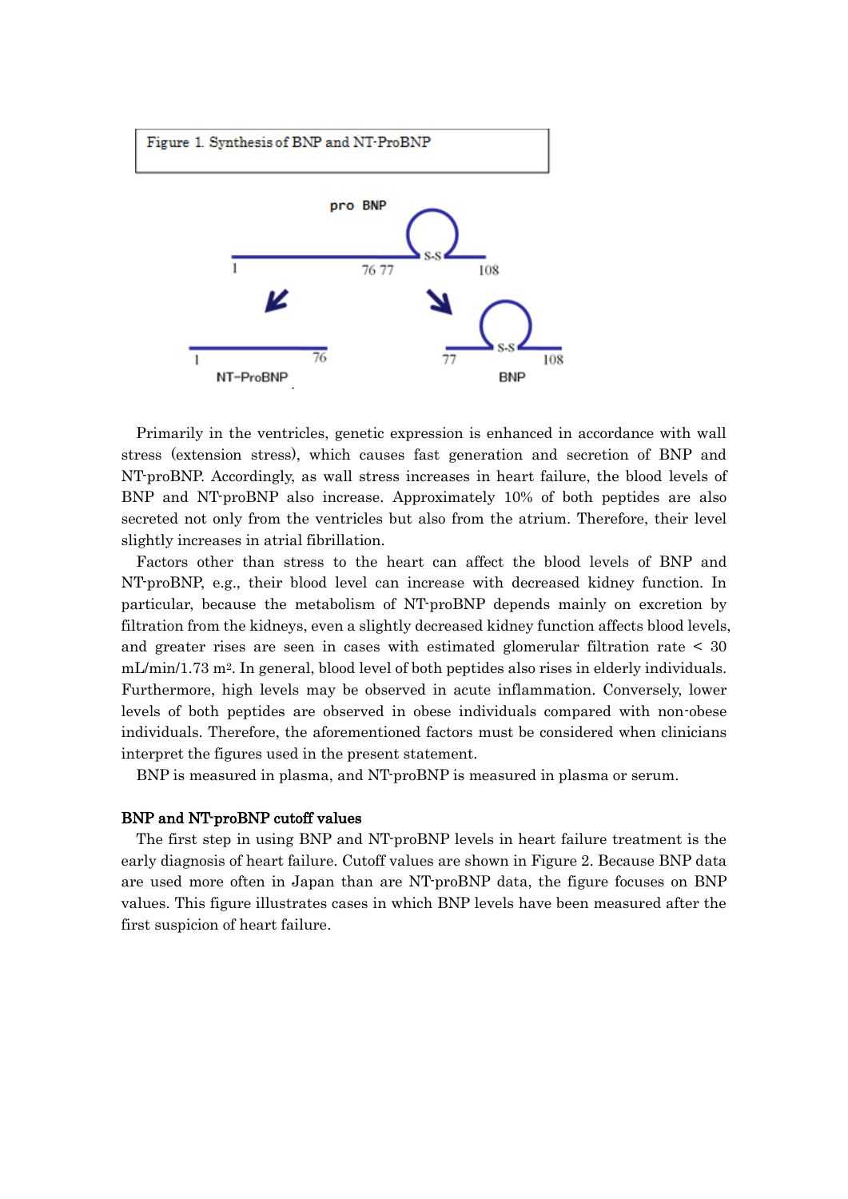Figure 1. Synthesis of BNP and NT-ProBNP

Primarily in the ventricles, genetic expression is enhanced in accordance with wall stress (extension stress), which causes fast generation and secretion of BNP and NT-proBNP. Accordingly, as wall stress increases in heart failure, the blood levels of BNP and NT-proBNP also increase. Approximately 10% of both peptides are also secreted not only from the ventricles but also from the atrium. Therefore, their level slightly increases in atrial fibrillation.

Factors other than stress to the heart can affect the blood levels of BNP and NT-proBNP, e.g., their blood level can increase with decreased kidney function. In particular, because the metabolism of NT-proBNP depends mainly on excretion by filtration from the kidneys, even a slightly decreased kidney function affects blood levels, and greater rises are seen in cases with estimated glomerular filtration rate < 30 mL/min/1.73 $m^2$. In general, blood level of both peptides also rises in elderly individuals. Furthermore, high levels may be observed in acute inflammation. Conversely, lower levels of both peptides are observed in obese individuals compared with non-obese individuals. Therefore, the aforementioned factors must be considered when clinicians interpret the figures used in the present statement.

BNP is measured in plasma, and NT-proBNP is measured in plasma or serum.

**BNP and NT-proBNP cutoff values**

The first step in using BNP and NT-proBNP levels in heart failure treatment is the early diagnosis of heart failure. Cutoff values are shown in Figure 2. Because BNP data are used more often in Japan than are NT-proBNP data, the figure focuses on BNP values. This figure illustrates cases in which BNP levels have been measured after the first suspicion of heart failure.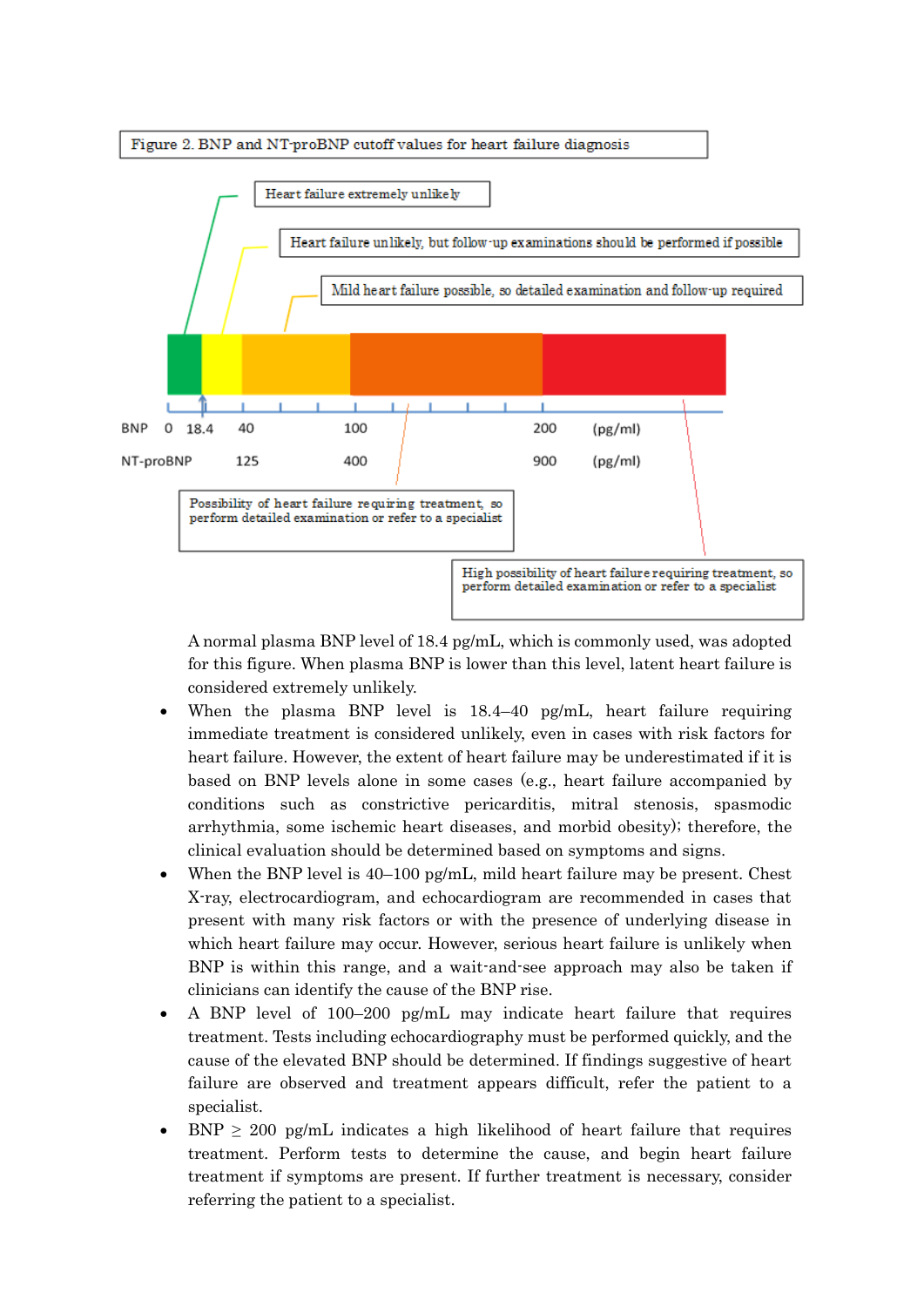Figure 2. BNP and NT-proBNP cutoff values for heart failure diagnosis

Heart failure extremely unlikely

Heart failure unlikely, but follow-up examinations should be performed if possible

Mild heart failure possible, so detailed examination and follow-up required

| BNP | 0 | 18.4 | 40 | 100 | 200 | (pg/ml) |
|---|---|---|---|---|---|---|
| NT-proBNP | | | 125 | 400 | 900 | (pg/ml) |

Possibility of heart failure requiring treatment, so perform detailed examination or refer to a specialist

High possibility of heart failure requiring treatment, so perform detailed examination or refer to a specialist

A normal plasma BNP level of 18.4 pg/mL, which is commonly used, was adopted for this figure. When plasma BNP is lower than this level, latent heart failure is considered extremely unlikely.

- When the plasma BNP level is 18.4–40 pg/mL, heart failure requiring immediate treatment is considered unlikely, even in cases with risk factors for heart failure. However, the extent of heart failure may be underestimated if it is based on BNP levels alone in some cases (e.g., heart failure accompanied by conditions such as constrictive pericarditis, mitral stenosis, spasmodic arrhythmia, some ischemic heart diseases, and morbid obesity); therefore, the clinical evaluation should be determined based on symptoms and signs.
- When the BNP level is 40–100 pg/mL, mild heart failure may be present. Chest X-ray, electrocardiogram, and echocardiogram are recommended in cases that present with many risk factors or with the presence of underlying disease in which heart failure may occur. However, serious heart failure is unlikely when BNP is within this range, and a wait-and-see approach may also be taken if clinicians can identify the cause of the BNP rise.
- A BNP level of 100–200 pg/mL may indicate heart failure that requires treatment. Tests including echocardiography must be performed quickly, and the cause of the elevated BNP should be determined. If findings suggestive of heart failure are observed and treatment appears difficult, refer the patient to a specialist.
- BNP ≥ 200 pg/mL indicates a high likelihood of heart failure that requires treatment. Perform tests to determine the cause, and begin heart failure treatment if symptoms are present. If further treatment is necessary, consider referring the patient to a specialist.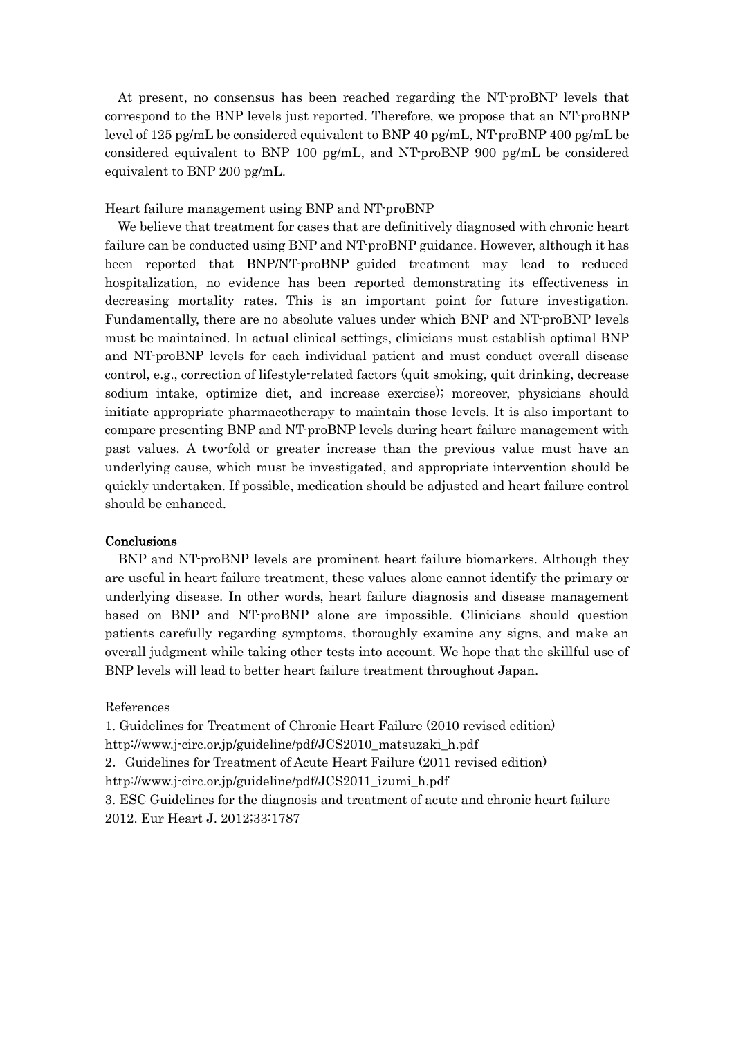At present, no consensus has been reached regarding the NT-proBNP levels that correspond to the BNP levels just reported. Therefore, we propose that an NT-proBNP level of 125 pg/mL be considered equivalent to BNP 40 pg/mL, NT-proBNP 400 pg/mL be considered equivalent to BNP 100 pg/mL, and NT-proBNP 900 pg/mL be considered equivalent to BNP 200 pg/mL.

Heart failure management using BNP and NT-proBNP

We believe that treatment for cases that are definitively diagnosed with chronic heart failure can be conducted using BNP and NT-proBNP guidance. However, although it has been reported that BNP/NT-proBNP–guided treatment may lead to reduced hospitalization, no evidence has been reported demonstrating its effectiveness in decreasing mortality rates. This is an important point for future investigation. Fundamentally, there are no absolute values under which BNP and NT-proBNP levels must be maintained. In actual clinical settings, clinicians must establish optimal BNP and NT-proBNP levels for each individual patient and must conduct overall disease control, e.g., correction of lifestyle-related factors (quit smoking, quit drinking, decrease sodium intake, optimize diet, and increase exercise); moreover, physicians should initiate appropriate pharmacotherapy to maintain those levels. It is also important to compare presenting BNP and NT-proBNP levels during heart failure management with past values. A two-fold or greater increase than the previous value must have an underlying cause, which must be investigated, and appropriate intervention should be quickly undertaken. If possible, medication should be adjusted and heart failure control should be enhanced.

## Conclusions

BNP and NT-proBNP levels are prominent heart failure biomarkers. Although they are useful in heart failure treatment, these values alone cannot identify the primary or underlying disease. In other words, heart failure diagnosis and disease management based on BNP and NT-proBNP alone are impossible. Clinicians should question patients carefully regarding symptoms, thoroughly examine any signs, and make an overall judgment while taking other tests into account. We hope that the skillful use of BNP levels will lead to better heart failure treatment throughout Japan.

References

1. Guidelines for Treatment of Chronic Heart Failure (2010 revised edition) http://www.j-circ.or.jp/guideline/pdf/JCS2010_matsuzaki_h.pdf
2. Guidelines for Treatment of Acute Heart Failure (2011 revised edition) http://www.j-circ.or.jp/guideline/pdf/JCS2011_izumi_h.pdf
3. ESC Guidelines for the diagnosis and treatment of acute and chronic heart failure 2012. Eur Heart J. 2012;33:1787